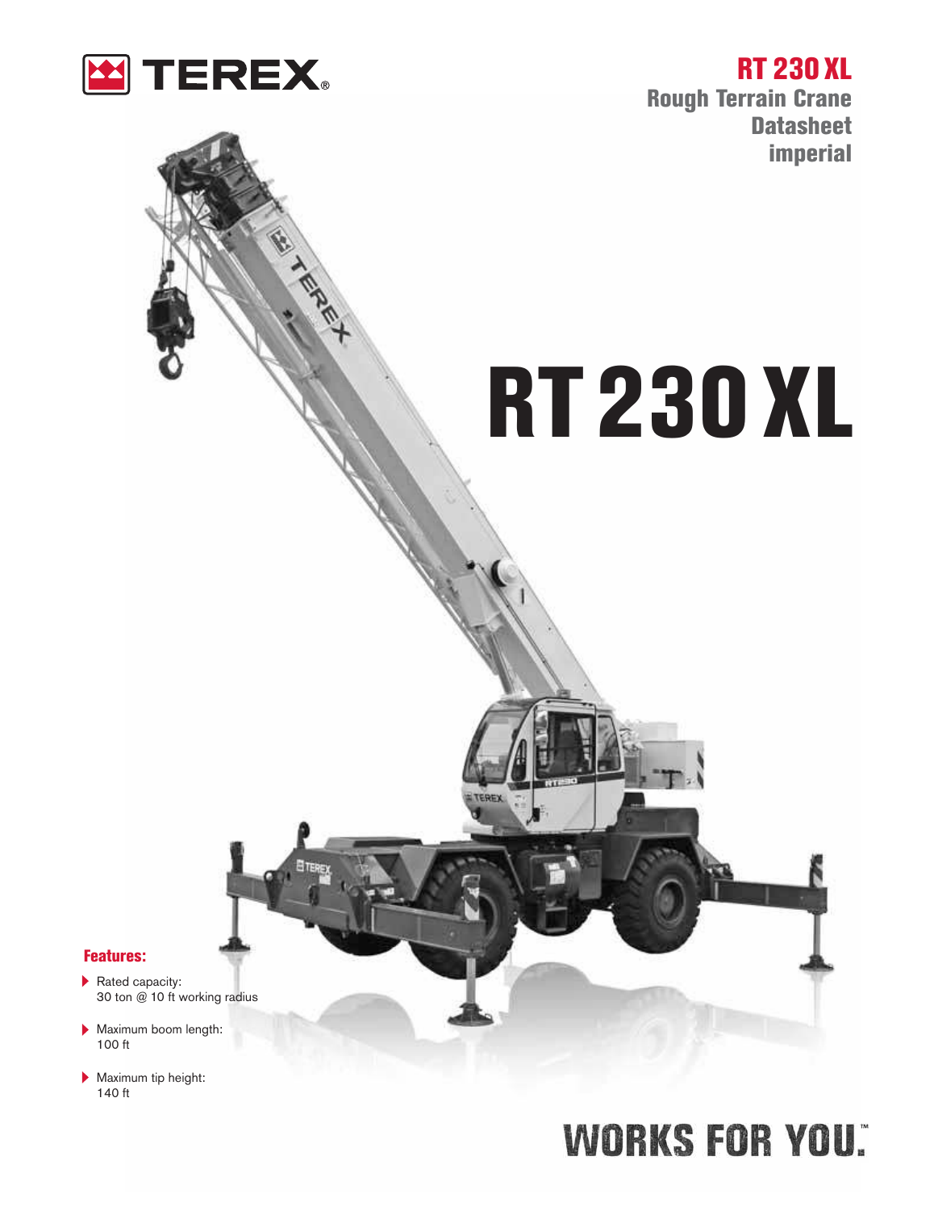# RT 230 XL

## Rough Terrain Crane Datasheet imperial

# RT 230 XL

**Features:**

- Rated capacity: 30 ton @ 10 ft working radius
- Maximum boom length: 100 ft
- Maximum tip height: 140 ft

WORKS FOR YOU.™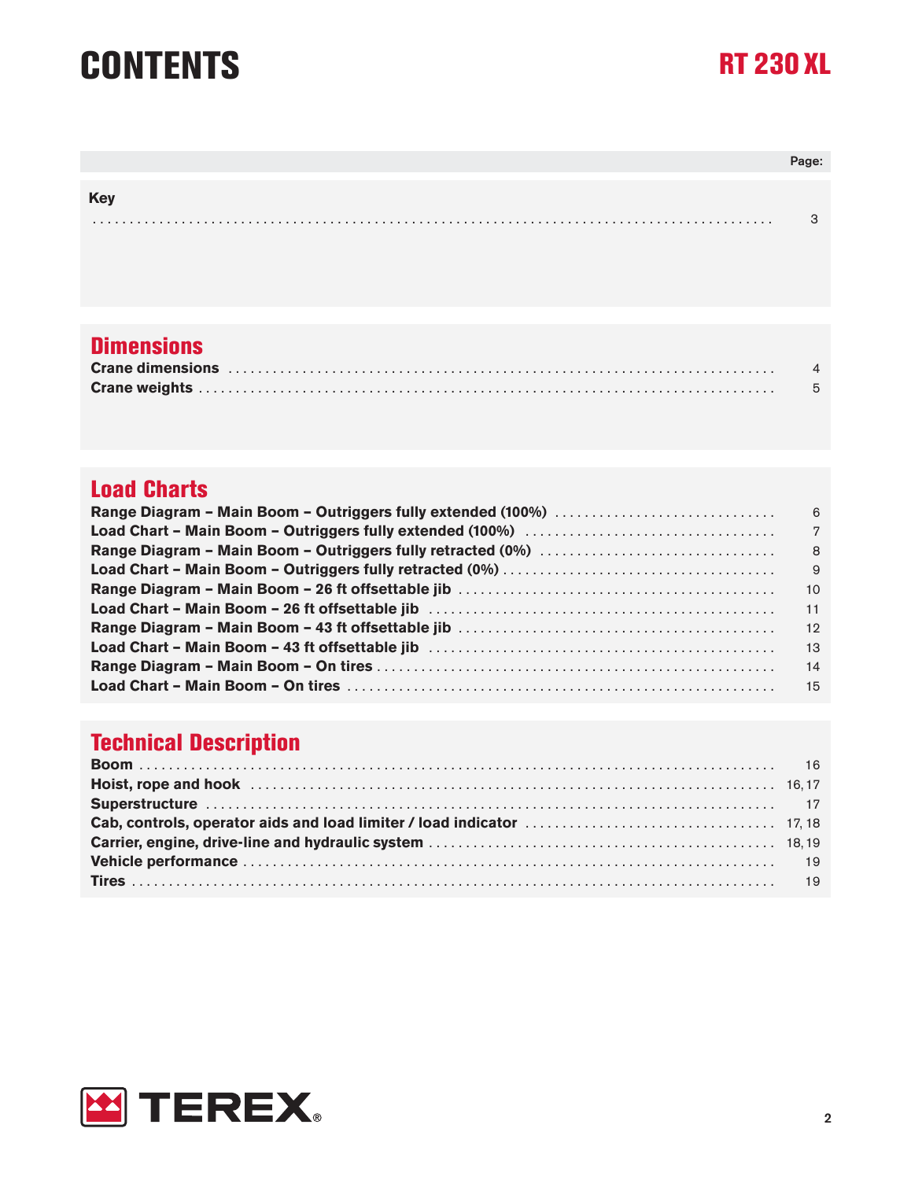# CONTENTS

RT 230 XL

| | Page: |
|---|---|
| **Key** | |
| | 3 |

## Dimensions

| | |
|---|---|
| **Crane dimensions** | 4 |
| **Crane weights** | 5 |

## Load Charts

| | |
|---|---|
| **Range Diagram – Main Boom – Outriggers fully extended (100%)** | 6 |
| **Load Chart – Main Boom – Outriggers fully extended (100%)** | 7 |
| **Range Diagram – Main Boom – Outriggers fully retracted (0%)** | 8 |
| **Load Chart – Main Boom – Outriggers fully retracted (0%)** | 9 |
| **Range Diagram – Main Boom – 26 ft offsettable jib** | 10 |
| **Load Chart – Main Boom – 26 ft offsettable jib** | 11 |
| **Range Diagram – Main Boom – 43 ft offsettable jib** | 12 |
| **Load Chart – Main Boom – 43 ft offsettable jib** | 13 |
| **Range Diagram – Main Boom – On tires** | 14 |
| **Load Chart – Main Boom – On tires** | 15 |

## Technical Description

| | |
|---|---|
| **Boom** | 16 |
| **Hoist, rope and hook** | 16, 17 |
| **Superstructure** | 17 |
| **Cab, controls, operator aids and load limiter / load indicator** | 17, 18 |
| **Carrier, engine, drive-line and hydraulic system** | 18, 19 |
| **Vehicle performance** | 19 |
| **Tires** | 19 |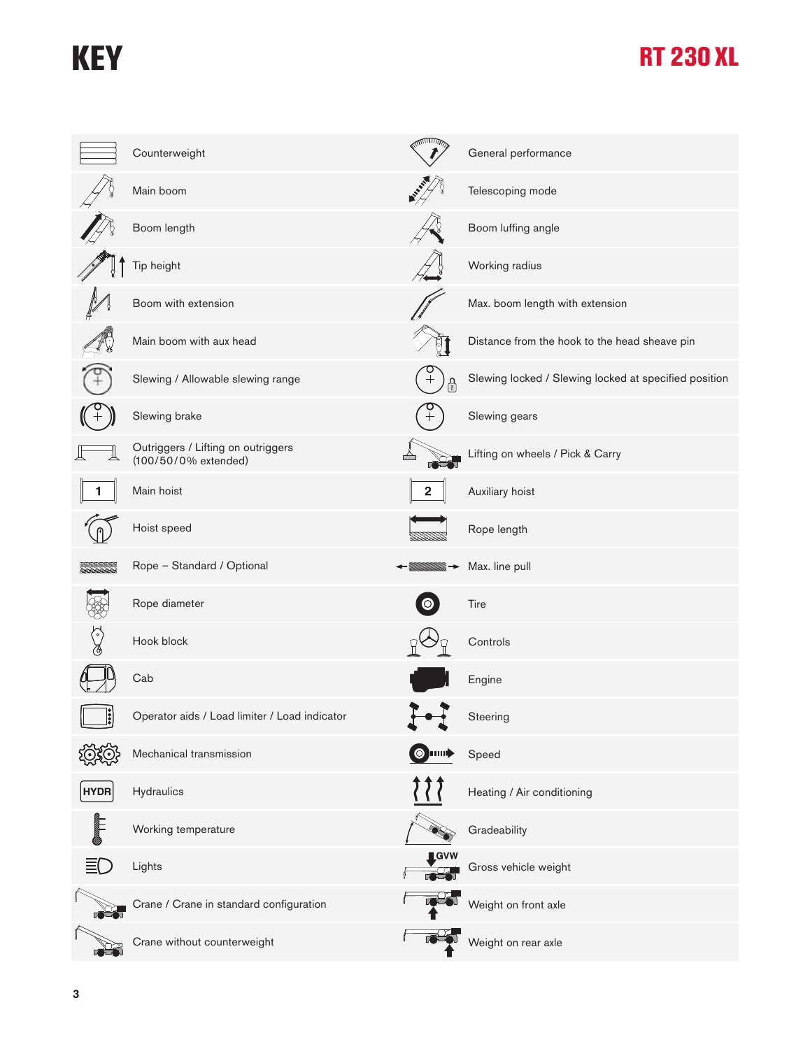# KEY

RT 230 XL

| | | | |
|---|---|---|---|
| | Counterweight | | General performance |
| | Main boom | | Telescoping mode |
| | Boom length | | Boom luffing angle |
| | Tip height | | Working radius |
| | Boom with extension | | Max. boom length with extension |
| | Main boom with aux head | | Distance from the hook to the head sheave pin |
| | Slewing / Allowable slewing range | | Slewing locked / Slewing locked at specified position |
| | Slewing brake | | Slewing gears |
| | Outriggers / Lifting on outriggers (100/50/0% extended) | | Lifting on wheels / Pick & Carry |
| 1 | Main hoist | 2 | Auxiliary hoist |
| | Hoist speed | | Rope length |
| | Rope – Standard / Optional | | Max. line pull |
| | Rope diameter | | Tire |
| | Hook block | | Controls |
| | Cab | | Engine |
| | Operator aids / Load limiter / Load indicator | | Steering |
| | Mechanical transmission | | Speed |
| HYDR | Hydraulics | | Heating / Air conditioning |
| | Working temperature | | Gradeability |
| | Lights | GVW | Gross vehicle weight |
| | Crane / Crane in standard configuration | | Weight on front axle |
| | Crane without counterweight | | Weight on rear axle |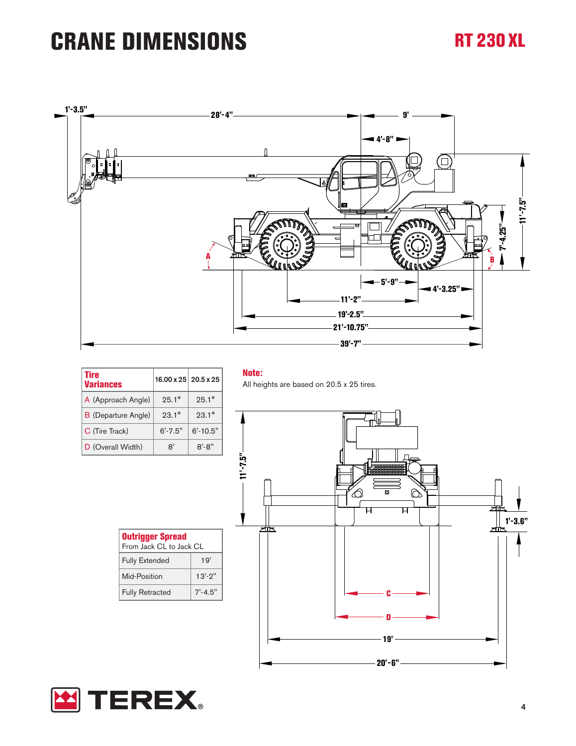# CRANE DIMENSIONS

## RT 230 XL

| Tire Variances | 16.00 x 25 | 20.5 x 25 |
|---|---|---|
| A (Approach Angle) | 25.1° | 25.1° |
| B (Departure Angle) | 23.1° | 23.1° |
| C (Tire Track) | 6'-7.5" | 6'-10.5" |
| D (Overall Width) | 8' | 8'-8" |

**Note:**
All heights are based on 20.5 x 25 tires.

| Outrigger Spread<br>From Jack CL to Jack CL | |
|---|---|
| Fully Extended | 19' |
| Mid-Position | 13'-2" |
| Fully Retracted | 7'-4.5" |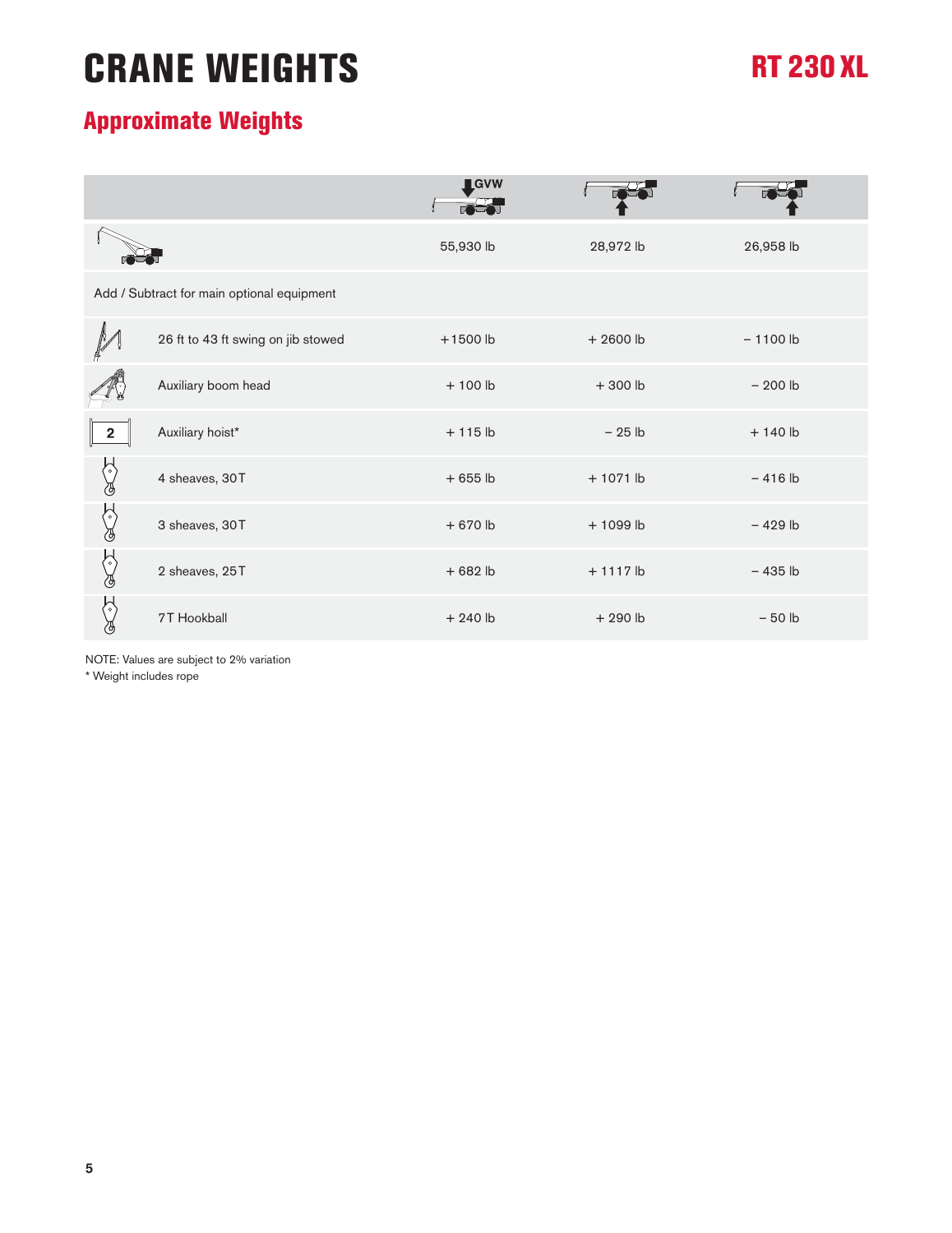# CRANE WEIGHTS

RT 230 XL

## Approximate Weights

| | | GVW | Front axle | Rear axle |
|---|---|---|---|---|
| | | 55,930 lb | 28,972 lb | 26,958 lb |
| Add / Subtract for main optional equipment | | | | |
| | 26 ft to 43 ft swing on jib stowed | +1500 lb | + 2600 lb | – 1100 lb |
| | Auxiliary boom head | + 100 lb | + 300 lb | – 200 lb |
| 2 | Auxiliary hoist* | + 115 lb | – 25 lb | + 140 lb |
| | 4 sheaves, 30T | + 655 lb | + 1071 lb | – 416 lb |
| | 3 sheaves, 30T | + 670 lb | + 1099 lb | – 429 lb |
| | 2 sheaves, 25T | + 682 lb | + 1117 lb | – 435 lb |
| | 7T Hookball | + 240 lb | + 290 lb | – 50 lb |

NOTE: Values are subject to 2% variation

* Weight includes rope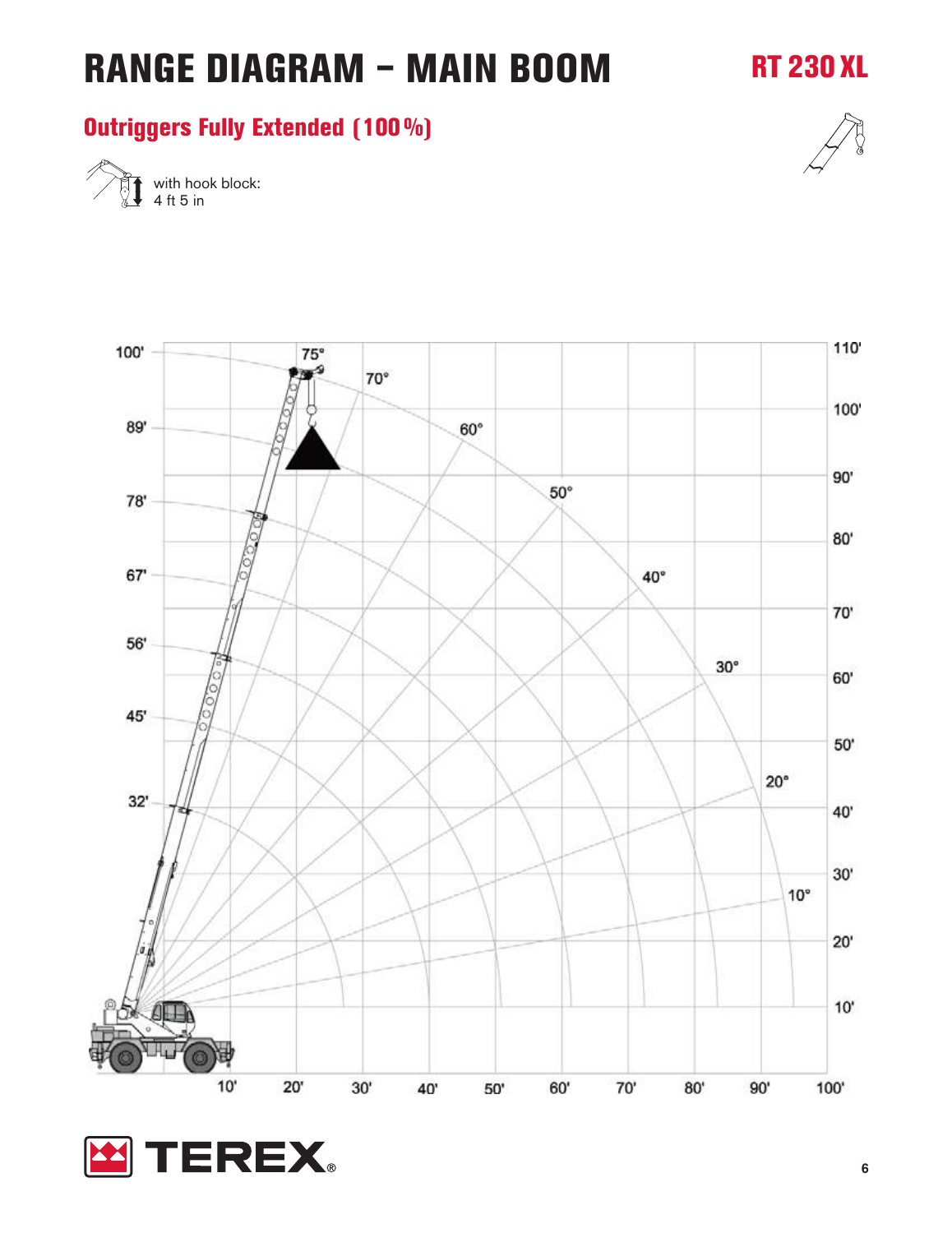# RANGE DIAGRAM – MAIN BOOM

RT 230 XL

## Outriggers Fully Extended (100%)

with hook block:
4 ft 5 in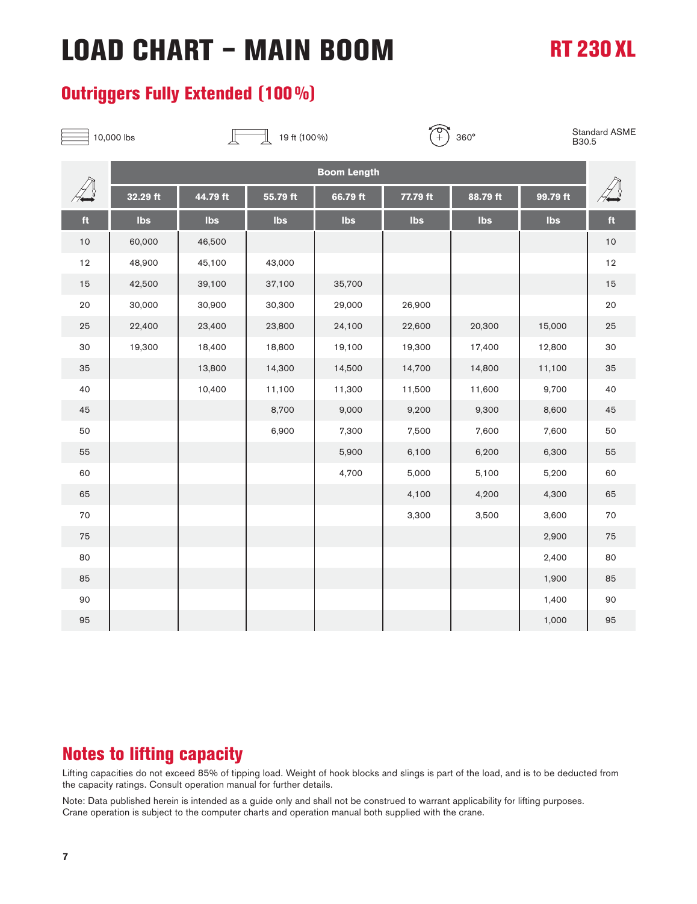# LOAD CHART – MAIN BOOM

RT 230 XL

## Outriggers Fully Extended (100 %)

10,000 lbs | 19 ft (100 %) | 360° | Standard ASME B30.5

| | Boom Length | | | | | | | |
|---|---|---|---|---|---|---|---|---|
| | 32.29 ft | 44.79 ft | 55.79 ft | 66.79 ft | 77.79 ft | 88.79 ft | 99.79 ft | |
| ft | lbs | lbs | lbs | lbs | lbs | lbs | lbs | ft |
| 10 | 60,000 | 46,500 | | | | | | 10 |
| 12 | 48,900 | 45,100 | 43,000 | | | | | 12 |
| 15 | 42,500 | 39,100 | 37,100 | 35,700 | | | | 15 |
| 20 | 30,000 | 30,900 | 30,300 | 29,000 | 26,900 | | | 20 |
| 25 | 22,400 | 23,400 | 23,800 | 24,100 | 22,600 | 20,300 | 15,000 | 25 |
| 30 | 19,300 | 18,400 | 18,800 | 19,100 | 19,300 | 17,400 | 12,800 | 30 |
| 35 | | 13,800 | 14,300 | 14,500 | 14,700 | 14,800 | 11,100 | 35 |
| 40 | | 10,400 | 11,100 | 11,300 | 11,500 | 11,600 | 9,700 | 40 |
| 45 | | | 8,700 | 9,000 | 9,200 | 9,300 | 8,600 | 45 |
| 50 | | | 6,900 | 7,300 | 7,500 | 7,600 | 7,600 | 50 |
| 55 | | | | 5,900 | 6,100 | 6,200 | 6,300 | 55 |
| 60 | | | | 4,700 | 5,000 | 5,100 | 5,200 | 60 |
| 65 | | | | | 4,100 | 4,200 | 4,300 | 65 |
| 70 | | | | | 3,300 | 3,500 | 3,600 | 70 |
| 75 | | | | | | | 2,900 | 75 |
| 80 | | | | | | | 2,400 | 80 |
| 85 | | | | | | | 1,900 | 85 |
| 90 | | | | | | | 1,400 | 90 |
| 95 | | | | | | | 1,000 | 95 |

## Notes to lifting capacity

Lifting capacities do not exceed 85% of tipping load. Weight of hook blocks and slings is part of the load, and is to be deducted from the capacity ratings. Consult operation manual for further details.

Note: Data published herein is intended as a guide only and shall not be construed to warrant applicability for lifting purposes. Crane operation is subject to the computer charts and operation manual both supplied with the crane.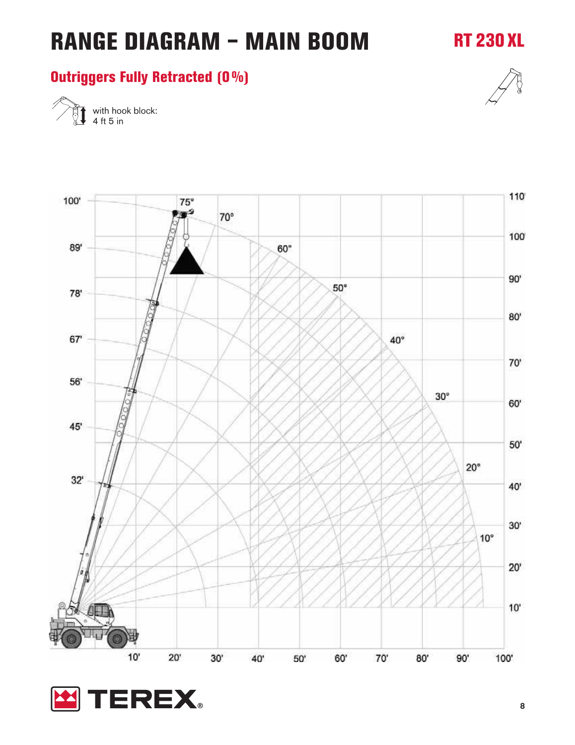# RANGE DIAGRAM – MAIN BOOM

RT 230 XL

## Outriggers Fully Retracted (0 %)

with hook block:
4 ft 5 in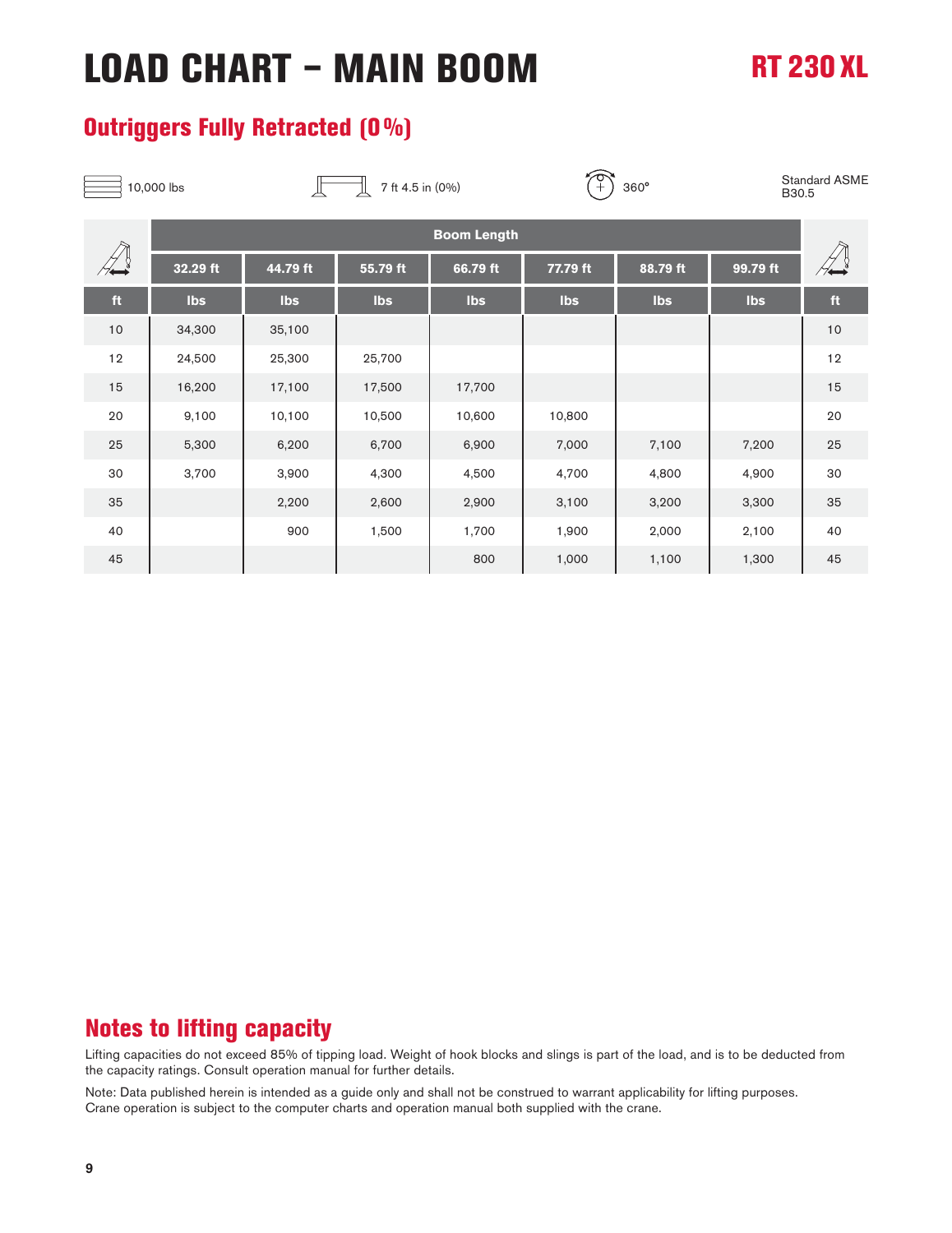# LOAD CHART – MAIN BOOM

RT 230 XL

## Outriggers Fully Retracted (0%)

10,000 lbs | 7 ft 4.5 in (0%) | 360° | Standard ASME B30.5

| | Boom Length | | | | | | | |
|---|---|---|---|---|---|---|---|---|
| | 32.29 ft | 44.79 ft | 55.79 ft | 66.79 ft | 77.79 ft | 88.79 ft | 99.79 ft | |
| ft | lbs | lbs | lbs | lbs | lbs | lbs | lbs | ft |
| 10 | 34,300 | 35,100 | | | | | | 10 |
| 12 | 24,500 | 25,300 | 25,700 | | | | | 12 |
| 15 | 16,200 | 17,100 | 17,500 | 17,700 | | | | 15 |
| 20 | 9,100 | 10,100 | 10,500 | 10,600 | 10,800 | | | 20 |
| 25 | 5,300 | 6,200 | 6,700 | 6,900 | 7,000 | 7,100 | 7,200 | 25 |
| 30 | 3,700 | 3,900 | 4,300 | 4,500 | 4,700 | 4,800 | 4,900 | 30 |
| 35 | | 2,200 | 2,600 | 2,900 | 3,100 | 3,200 | 3,300 | 35 |
| 40 | | 900 | 1,500 | 1,700 | 1,900 | 2,000 | 2,100 | 40 |
| 45 | | | | 800 | 1,000 | 1,100 | 1,300 | 45 |

## Notes to lifting capacity

Lifting capacities do not exceed 85% of tipping load. Weight of hook blocks and slings is part of the load, and is to be deducted from the capacity ratings. Consult operation manual for further details.

Note: Data published herein is intended as a guide only and shall not be construed to warrant applicability for lifting purposes. Crane operation is subject to the computer charts and operation manual both supplied with the crane.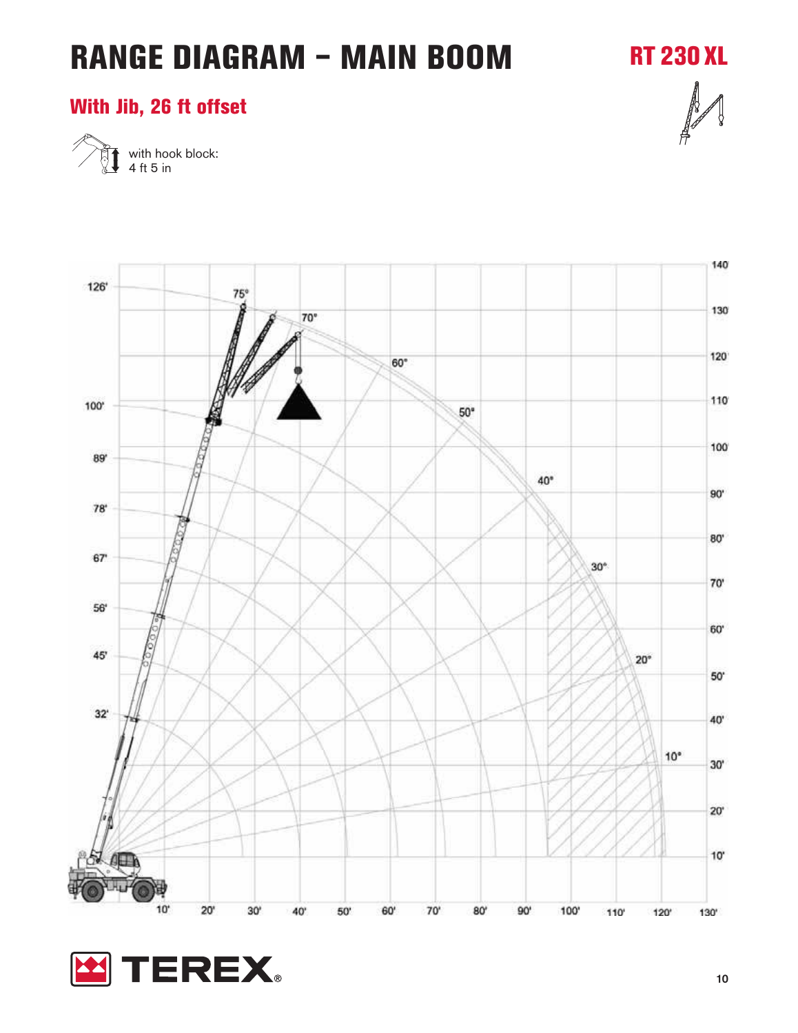# RANGE DIAGRAM – MAIN BOOM

**RT 230 XL**

## With Jib, 26 ft offset

with hook block:
4 ft 5 in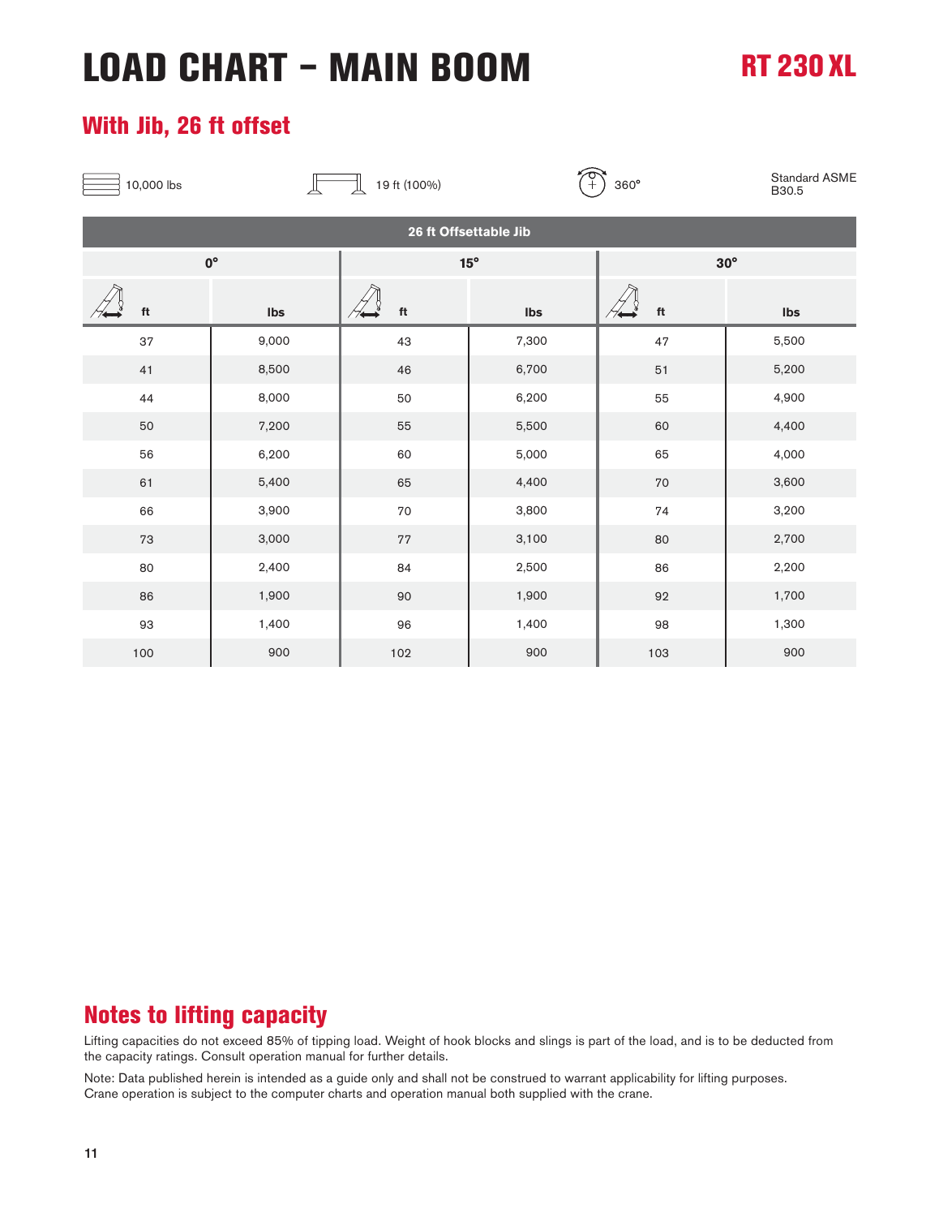# LOAD CHART – MAIN BOOM

## RT 230 XL

### With Jib, 26 ft offset

10,000 lbs | 19 ft (100%) | 360° | Standard ASME B30.5

| 26 ft Offsettable Jib | | | | | |
|---|---|---|---|---|---|
| 0° | | 15° | | 30° | |
| ft | lbs | ft | lbs | ft | lbs |
| 37 | 9,000 | 43 | 7,300 | 47 | 5,500 |
| 41 | 8,500 | 46 | 6,700 | 51 | 5,200 |
| 44 | 8,000 | 50 | 6,200 | 55 | 4,900 |
| 50 | 7,200 | 55 | 5,500 | 60 | 4,400 |
| 56 | 6,200 | 60 | 5,000 | 65 | 4,000 |
| 61 | 5,400 | 65 | 4,400 | 70 | 3,600 |
| 66 | 3,900 | 70 | 3,800 | 74 | 3,200 |
| 73 | 3,000 | 77 | 3,100 | 80 | 2,700 |
| 80 | 2,400 | 84 | 2,500 | 86 | 2,200 |
| 86 | 1,900 | 90 | 1,900 | 92 | 1,700 |
| 93 | 1,400 | 96 | 1,400 | 98 | 1,300 |
| 100 | 900 | 102 | 900 | 103 | 900 |

## Notes to lifting capacity

Lifting capacities do not exceed 85% of tipping load. Weight of hook blocks and slings is part of the load, and is to be deducted from the capacity ratings. Consult operation manual for further details.

Note: Data published herein is intended as a guide only and shall not be construed to warrant applicability for lifting purposes. Crane operation is subject to the computer charts and operation manual both supplied with the crane.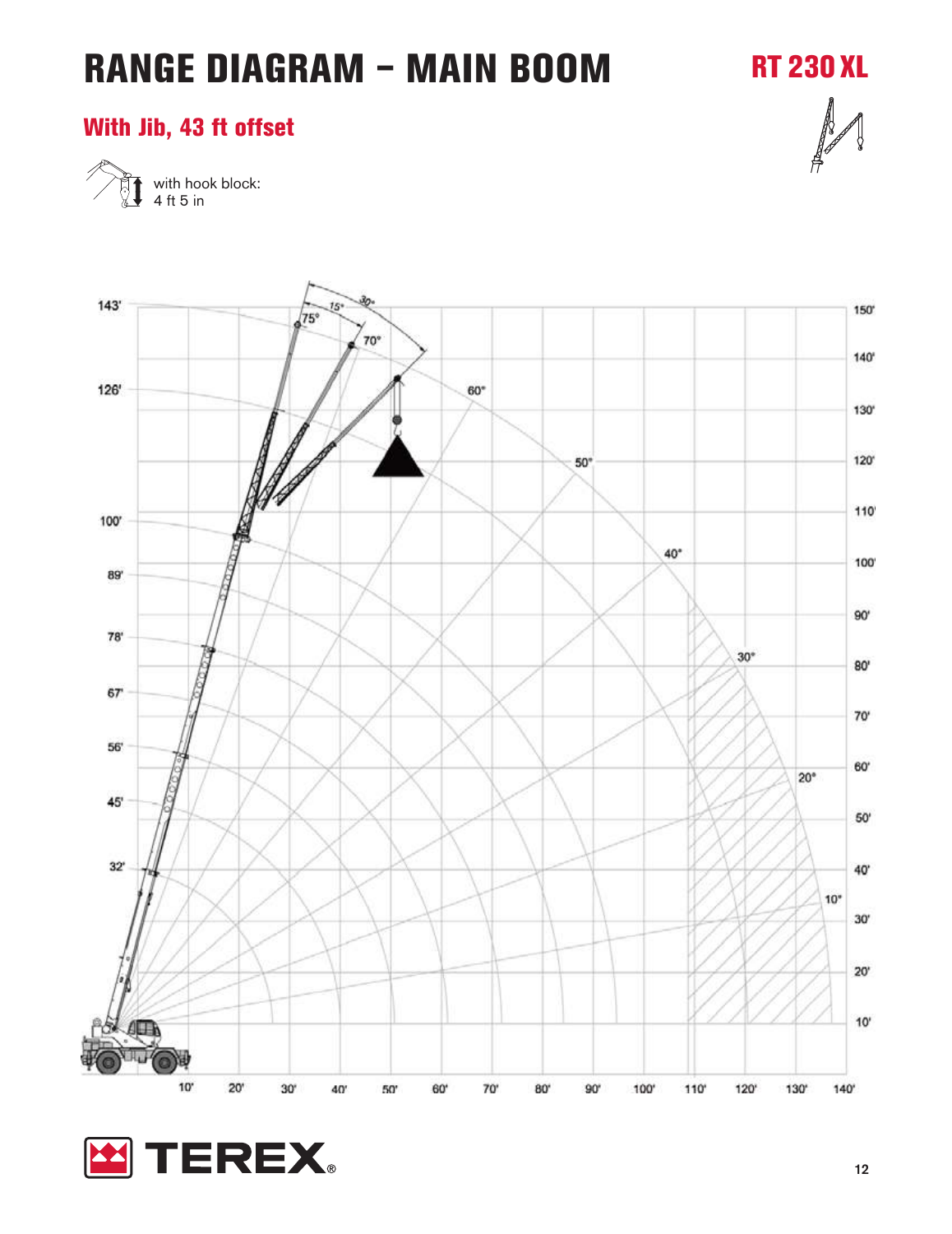# RANGE DIAGRAM – MAIN BOOM

**RT 230 XL**

## With Jib, 43 ft offset

with hook block:
4 ft 5 in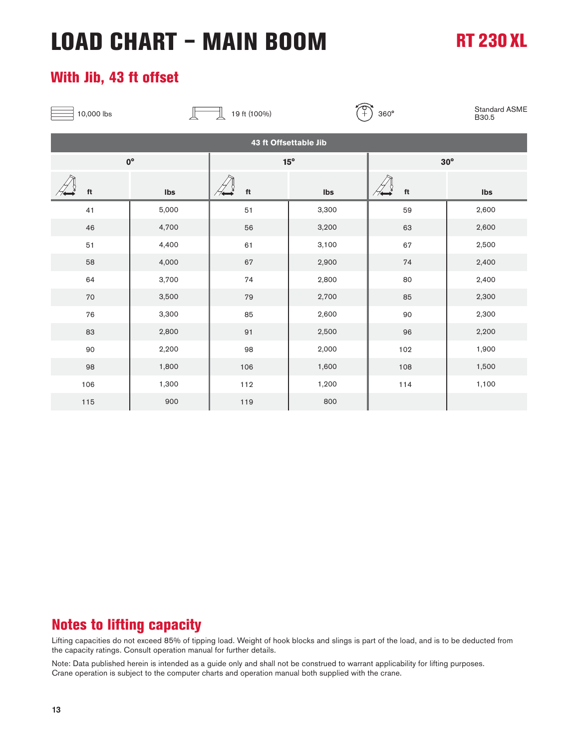# LOAD CHART – MAIN BOOM

**RT 230 XL**

## With Jib, 43 ft offset

10,000 lbs | 19 ft (100%) | 360° | Standard ASME B30.5

| 43 ft Offsettable Jib | | | | | |
|---|---|---|---|---|---|
| 0° | | 15° | | 30° | |
| ft | lbs | ft | lbs | ft | lbs |
| 41 | 5,000 | 51 | 3,300 | 59 | 2,600 |
| 46 | 4,700 | 56 | 3,200 | 63 | 2,600 |
| 51 | 4,400 | 61 | 3,100 | 67 | 2,500 |
| 58 | 4,000 | 67 | 2,900 | 74 | 2,400 |
| 64 | 3,700 | 74 | 2,800 | 80 | 2,400 |
| 70 | 3,500 | 79 | 2,700 | 85 | 2,300 |
| 76 | 3,300 | 85 | 2,600 | 90 | 2,300 |
| 83 | 2,800 | 91 | 2,500 | 96 | 2,200 |
| 90 | 2,200 | 98 | 2,000 | 102 | 1,900 |
| 98 | 1,800 | 106 | 1,600 | 108 | 1,500 |
| 106 | 1,300 | 112 | 1,200 | 114 | 1,100 |
| 115 | 900 | 119 | 800 | | |

## Notes to lifting capacity

Lifting capacities do not exceed 85% of tipping load. Weight of hook blocks and slings is part of the load, and is to be deducted from the capacity ratings. Consult operation manual for further details.

Note: Data published herein is intended as a guide only and shall not be construed to warrant applicability for lifting purposes. Crane operation is subject to the computer charts and operation manual both supplied with the crane.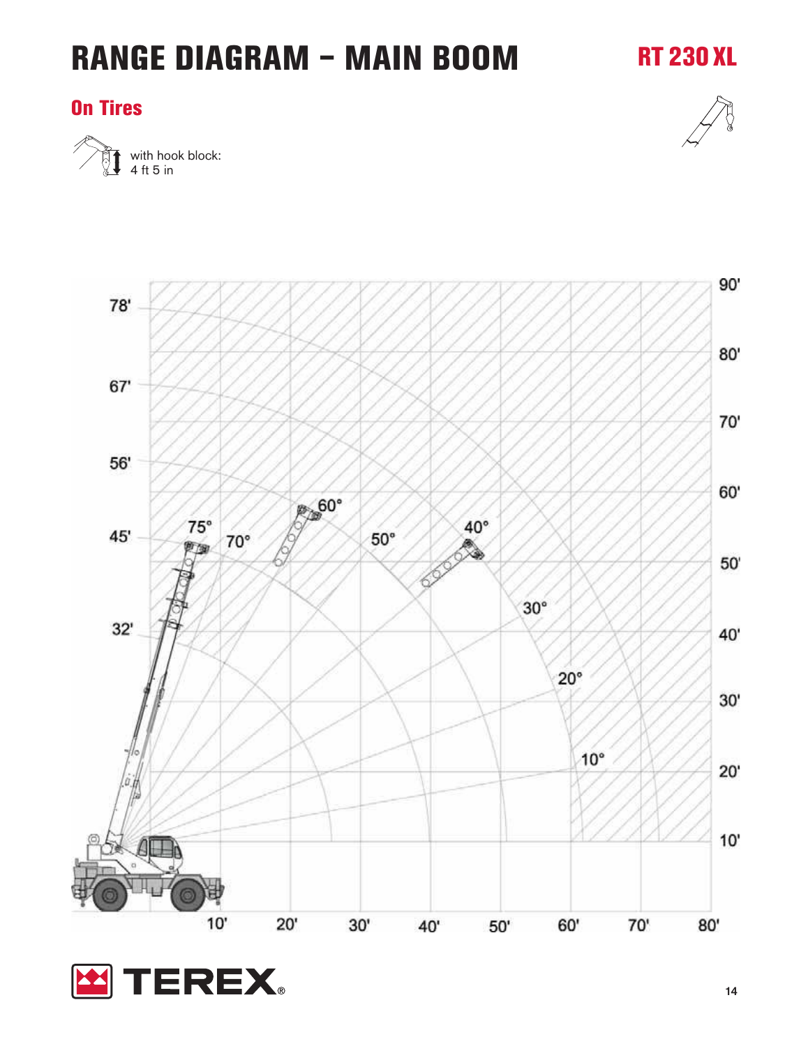# RANGE DIAGRAM – MAIN BOOM

**RT 230 XL**

## On Tires

with hook block:
4 ft 5 in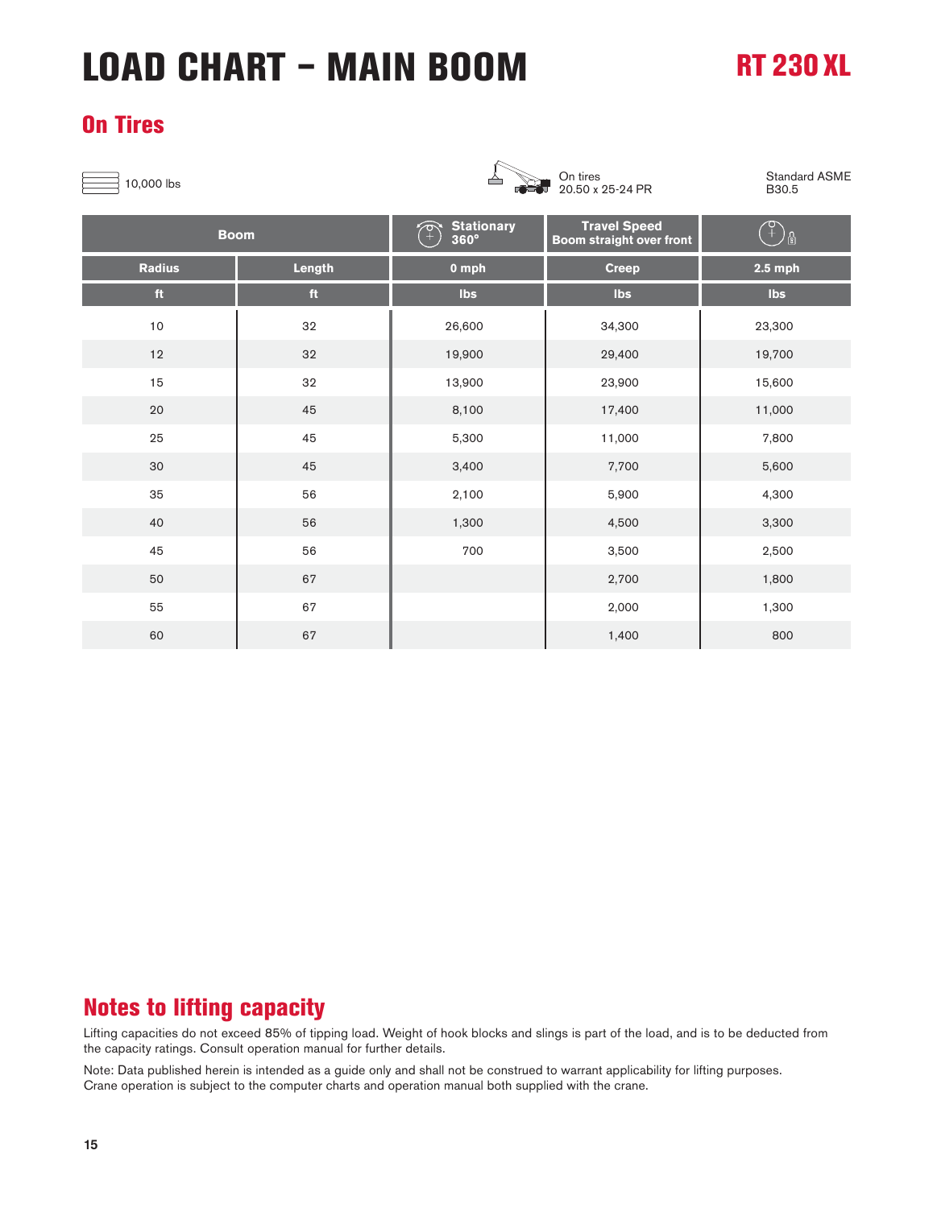# LOAD CHART – MAIN BOOM

RT 230 XL

## On Tires

10,000 lbs

On tires
20.50 x 25-24 PR

Standard ASME
B30.5

| Boom | | Stationary 360° | Travel Speed Boom straight over front | |
|---|---|---|---|---|
| Radius | Length | 0 mph | Creep | 2.5 mph |
| ft | ft | lbs | lbs | lbs |
| 10 | 32 | 26,600 | 34,300 | 23,300 |
| 12 | 32 | 19,900 | 29,400 | 19,700 |
| 15 | 32 | 13,900 | 23,900 | 15,600 |
| 20 | 45 | 8,100 | 17,400 | 11,000 |
| 25 | 45 | 5,300 | 11,000 | 7,800 |
| 30 | 45 | 3,400 | 7,700 | 5,600 |
| 35 | 56 | 2,100 | 5,900 | 4,300 |
| 40 | 56 | 1,300 | 4,500 | 3,300 |
| 45 | 56 | 700 | 3,500 | 2,500 |
| 50 | 67 | | 2,700 | 1,800 |
| 55 | 67 | | 2,000 | 1,300 |
| 60 | 67 | | 1,400 | 800 |

## Notes to lifting capacity

Lifting capacities do not exceed 85% of tipping load. Weight of hook blocks and slings is part of the load, and is to be deducted from the capacity ratings. Consult operation manual for further details.

Note: Data published herein is intended as a guide only and shall not be construed to warrant applicability for lifting purposes. Crane operation is subject to the computer charts and operation manual both supplied with the crane.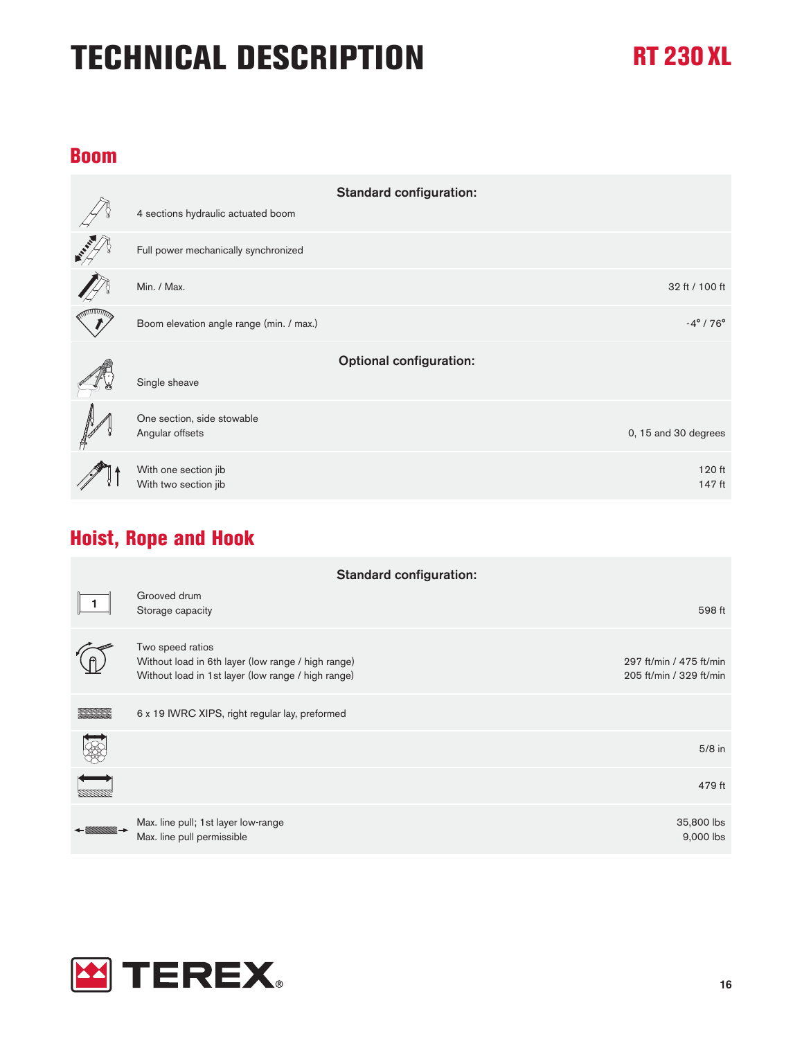# TECHNICAL DESCRIPTION

**RT 230 XL**

## Boom

| | |
|---|---|
| **Standard configuration:** | |
| 4 sections hydraulic actuated boom | |
| Full power mechanically synchronized | |
| Min. / Max. | 32 ft / 100 ft |
| Boom elevation angle range (min. / max.) | -4° / 76° |
| **Optional configuration:** | |
| Single sheave | |
| One section, side stowable<br>Angular offsets | <br>0, 15 and 30 degrees |
| With one section jib<br>With two section jib | 120 ft<br>147 ft |

## Hoist, Rope and Hook

| | |
|---|---|
| **Standard configuration:** | |
| Grooved drum<br>Storage capacity | <br>598 ft |
| Two speed ratios<br>Without load in 6th layer (low range / high range)<br>Without load in 1st layer (low range / high range) | <br>297 ft/min / 475 ft/min<br>205 ft/min / 329 ft/min |
| 6 x 19 IWRC XIPS, right regular lay, preformed | |
| | 5/8 in |
| | 479 ft |
| Max. line pull; 1st layer low-range<br>Max. line pull permissible | 35,800 lbs<br>9,000 lbs |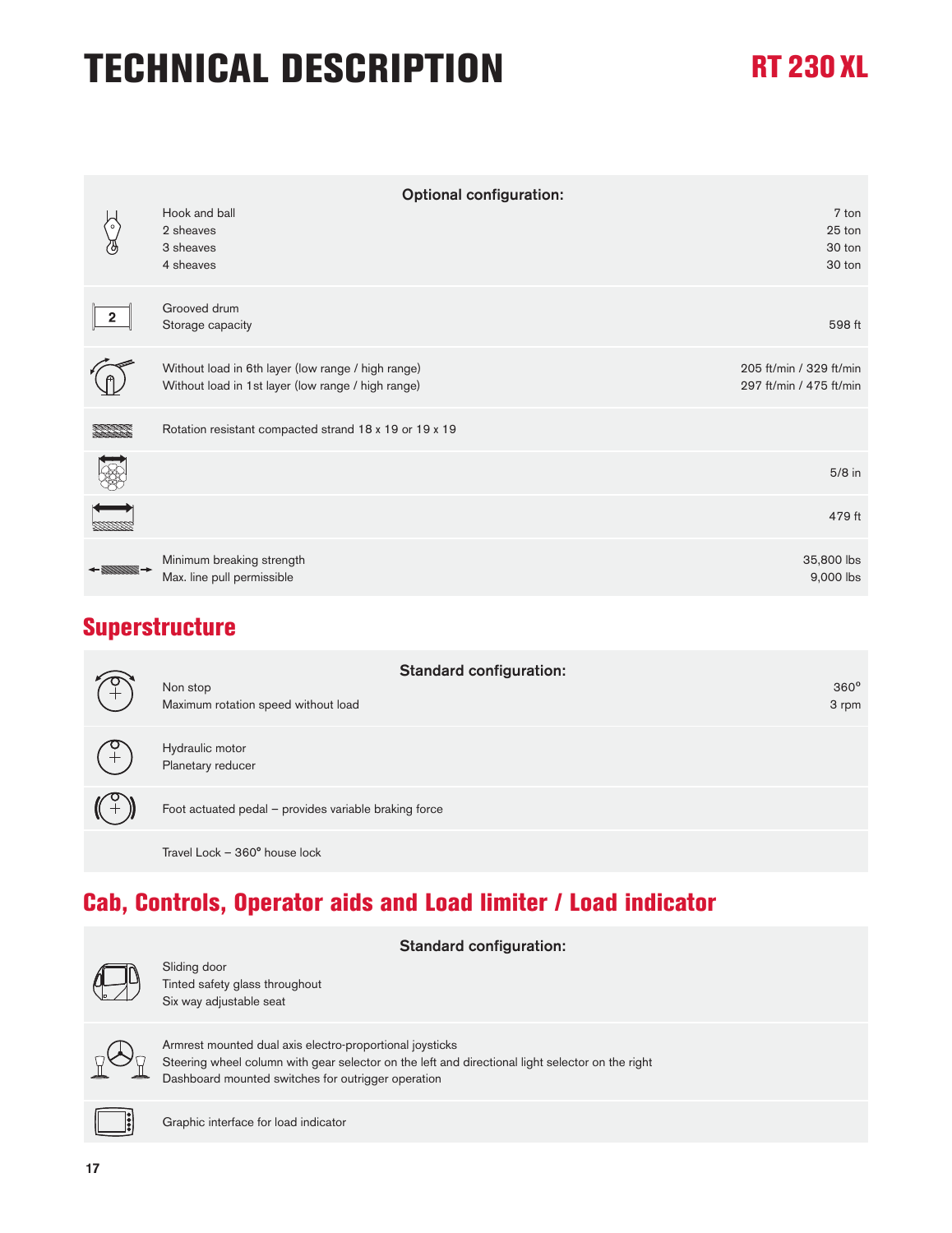# TECHNICAL DESCRIPTION

## RT 230 XL

| Optional configuration: | |
|---|---|
| Hook and ball | 7 ton |
| 2 sheaves | 25 ton |
| 3 sheaves | 30 ton |
| 4 sheaves | 30 ton |
| Grooved drum | |
| Storage capacity | 598 ft |
| Without load in 6th layer (low range / high range) | 205 ft/min / 329 ft/min |
| Without load in 1st layer (low range / high range) | 297 ft/min / 475 ft/min |
| Rotation resistant compacted strand 18 x 19 or 19 x 19 | |
| | 5/8 in |
| | 479 ft |
| Minimum breaking strength | 35,800 lbs |
| Max. line pull permissible | 9,000 lbs |

## Superstructure

| Standard configuration: | |
|---|---|
| Non stop | 360° |
| Maximum rotation speed without load | 3 rpm |
| Hydraulic motor | |
| Planetary reducer | |
| Foot actuated pedal – provides variable braking force | |
| Travel Lock – 360° house lock | |

## Cab, Controls, Operator aids and Load limiter / Load indicator

**Standard configuration:**

- Sliding door
- Tinted safety glass throughout
- Six way adjustable seat

- Armrest mounted dual axis electro-proportional joysticks
- Steering wheel column with gear selector on the left and directional light selector on the right
- Dashboard mounted switches for outrigger operation

- Graphic interface for load indicator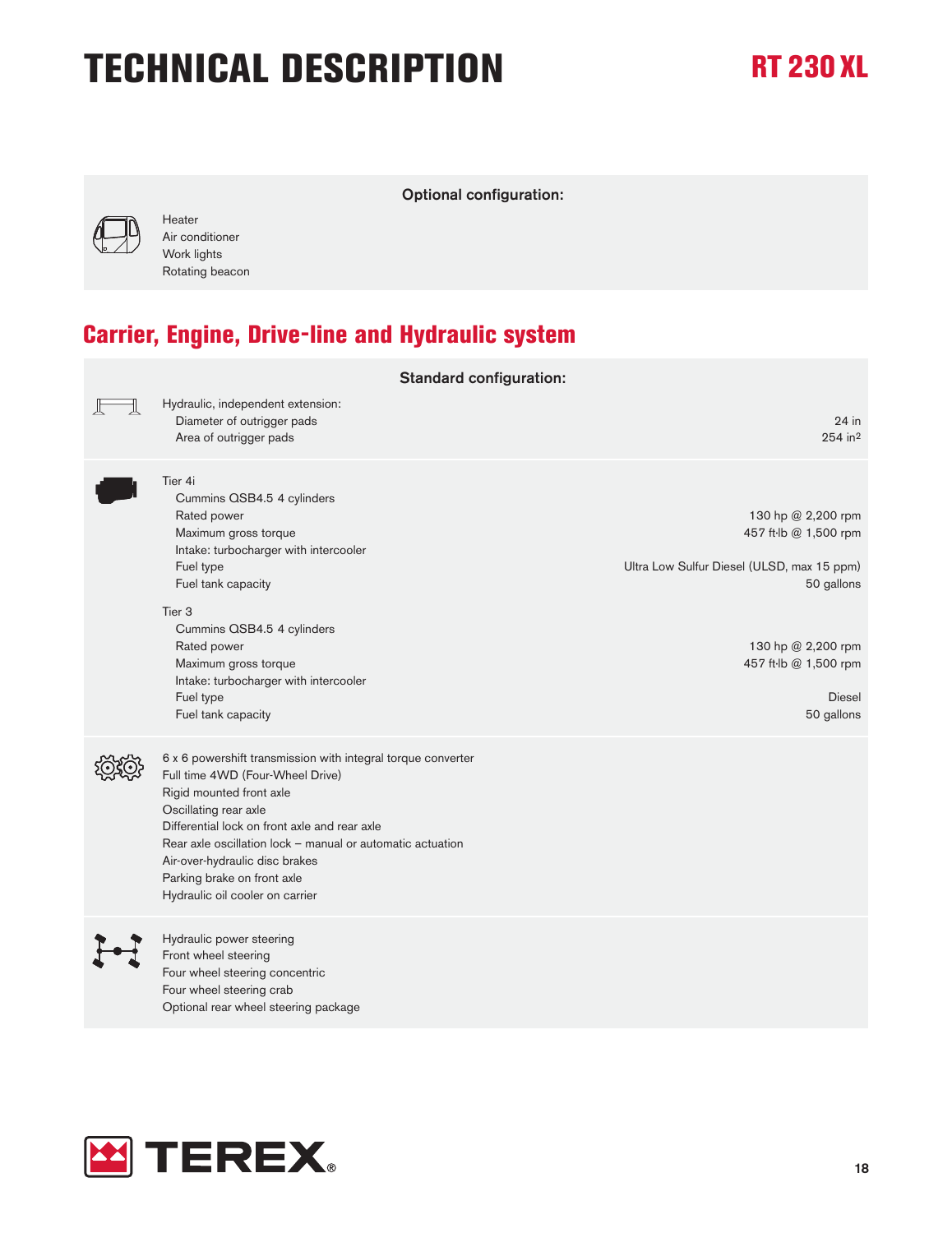# TECHNICAL DESCRIPTION

**RT 230 XL**

**Optional configuration:**

Heater
Air conditioner
Work lights
Rotating beacon

## Carrier, Engine, Drive-line and Hydraulic system

**Standard configuration:**

Hydraulic, independent extension:

| | |
|---|---|
| Diameter of outrigger pads | 24 in |
| Area of outrigger pads | 254 in² |

Tier 4i

| | |
|---|---|
| Cummins QSB4.5 4 cylinders | |
| Rated power | 130 hp @ 2,200 rpm |
| Maximum gross torque | 457 ft·lb @ 1,500 rpm |
| Intake: turbocharger with intercooler | |
| Fuel type | Ultra Low Sulfur Diesel (ULSD, max 15 ppm) |
| Fuel tank capacity | 50 gallons |

Tier 3

| | |
|---|---|
| Cummins QSB4.5 4 cylinders | |
| Rated power | 130 hp @ 2,200 rpm |
| Maximum gross torque | 457 ft·lb @ 1,500 rpm |
| Intake: turbocharger with intercooler | |
| Fuel type | Diesel |
| Fuel tank capacity | 50 gallons |

6 x 6 powershift transmission with integral torque converter
Full time 4WD (Four-Wheel Drive)
Rigid mounted front axle
Oscillating rear axle
Differential lock on front axle and rear axle
Rear axle oscillation lock – manual or automatic actuation
Air-over-hydraulic disc brakes
Parking brake on front axle
Hydraulic oil cooler on carrier

Hydraulic power steering
Front wheel steering
Four wheel steering concentric
Four wheel steering crab
Optional rear wheel steering package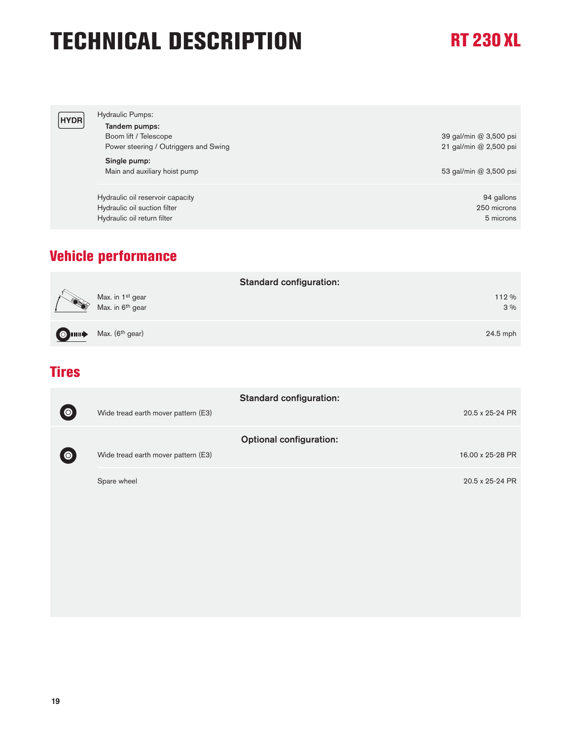# TECHNICAL DESCRIPTION

## RT 230 XL

| | | |
|---|---|---|
| HYDR | Hydraulic Pumps: | |
| | **Tandem pumps:** | |
| | Boom lift / Telescope | 39 gal/min @ 3,500 psi |
| | Power steering / Outriggers and Swing | 21 gal/min @ 2,500 psi |
| | **Single pump:** | |
| | Main and auxiliary hoist pump | 53 gal/min @ 3,500 psi |
| | Hydraulic oil reservoir capacity | 94 gallons |
| | Hydraulic oil suction filter | 250 microns |
| | Hydraulic oil return filter | 5 microns |

## Vehicle performance

**Standard configuration:**

| | |
|---|---|
| Max. in 1st gear | 112 % |
| Max. in 6th gear | 3 % |
| Max. (6th gear) | 24.5 mph |

## Tires

**Standard configuration:**

| | |
|---|---|
| Wide tread earth mover pattern (E3) | 20.5 x 25-24 PR |

**Optional configuration:**

| | |
|---|---|
| Wide tread earth mover pattern (E3) | 16.00 x 25-28 PR |
| Spare wheel | 20.5 x 25-24 PR |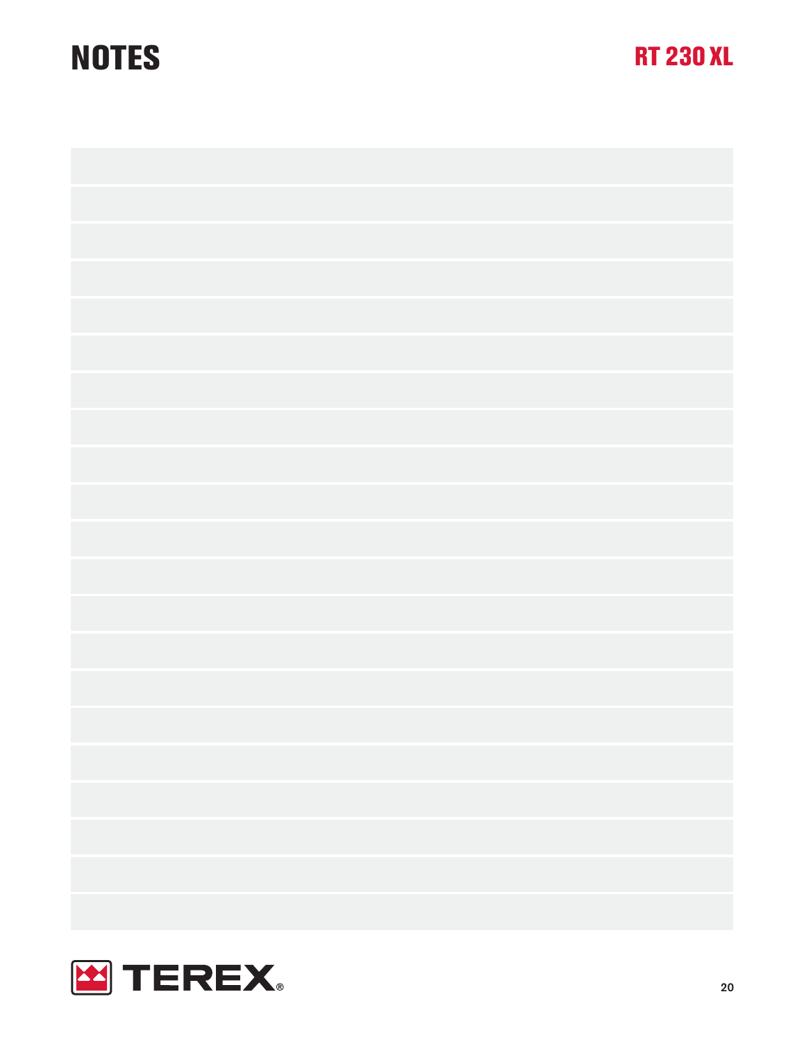# NOTES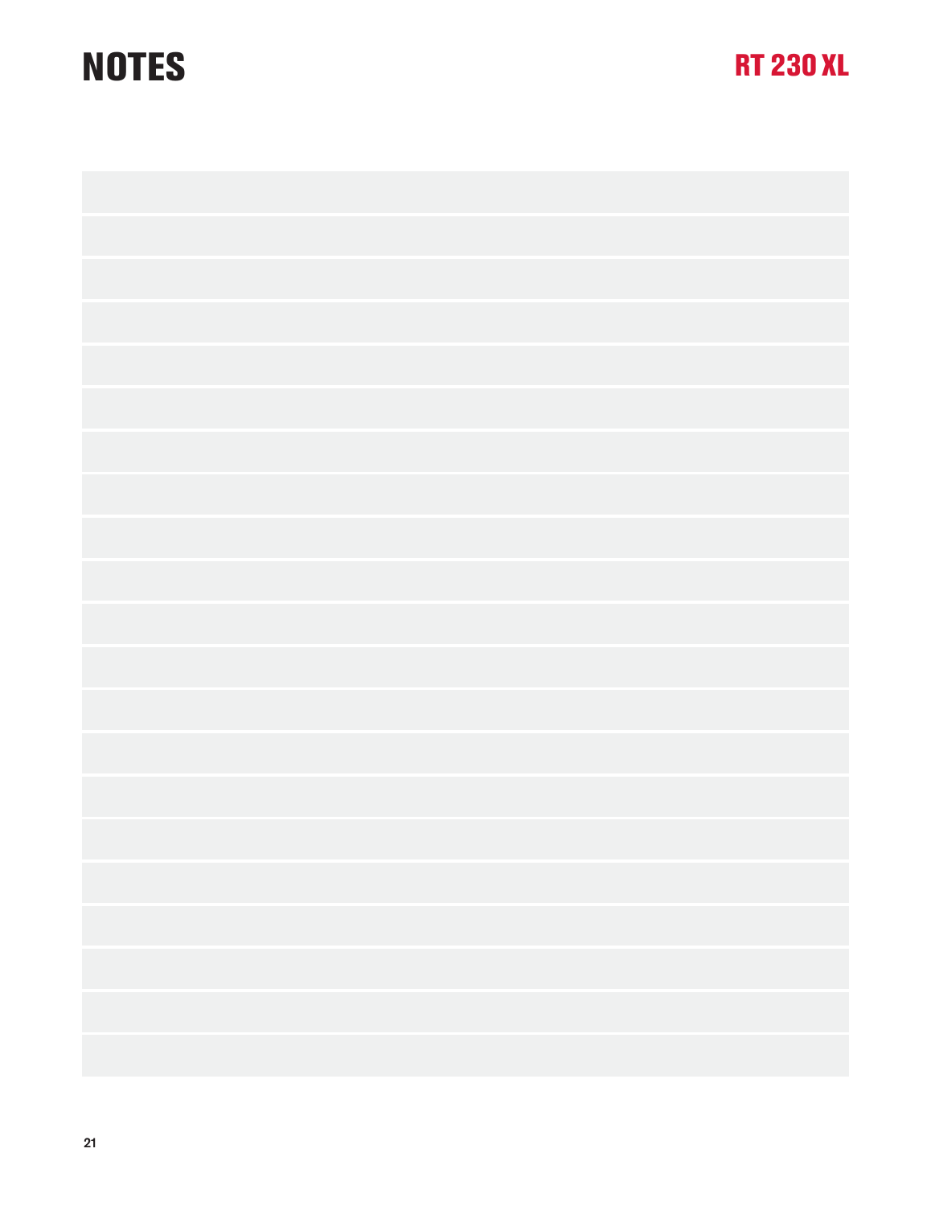# NOTES

RT 230 XL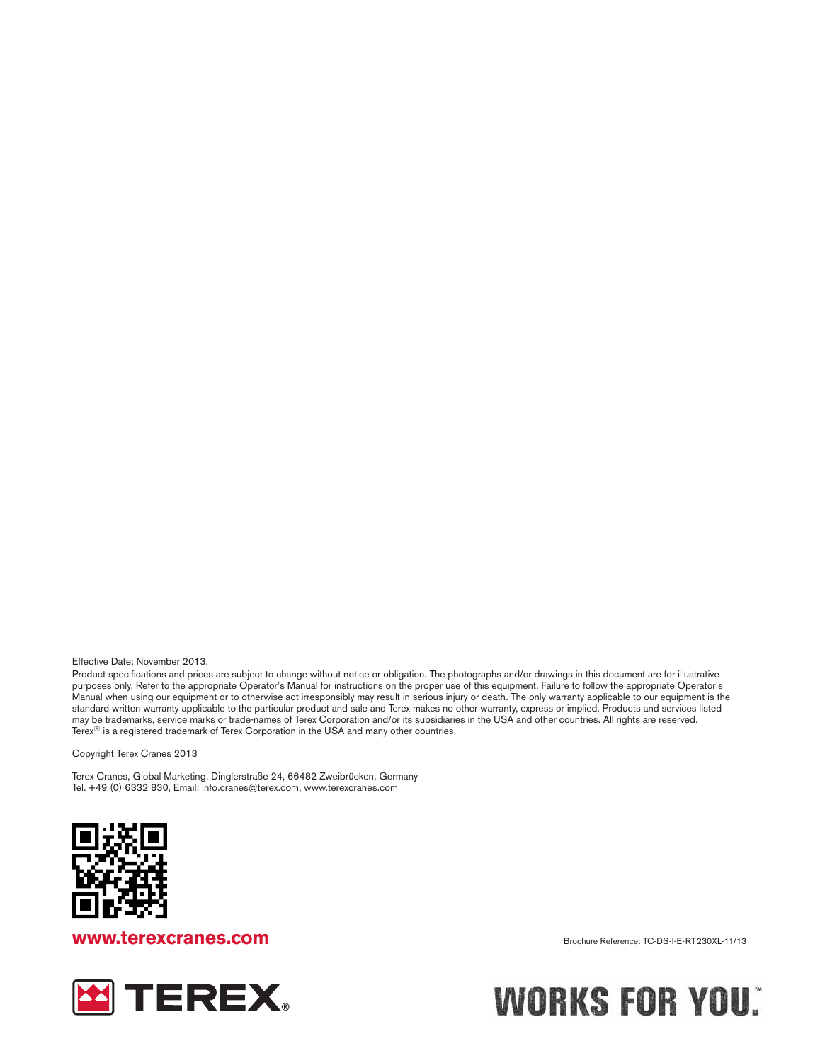Effective Date: November 2013.

Product specifications and prices are subject to change without notice or obligation. The photographs and/or drawings in this document are for illustrative purposes only. Refer to the appropriate Operator's Manual for instructions on the proper use of this equipment. Failure to follow the appropriate Operator's Manual when using our equipment or to otherwise act irresponsibly may result in serious injury or death. The only warranty applicable to our equipment is the standard written warranty applicable to the particular product and sale and Terex makes no other warranty, express or implied. Products and services listed may be trademarks, service marks or trade-names of Terex Corporation and/or its subsidiaries in the USA and other countries. All rights are reserved. Terex® is a registered trademark of Terex Corporation in the USA and many other countries.

Copyright Terex Cranes 2013

Terex Cranes, Global Marketing, Dinglerstraße 24, 66482 Zweibrücken, Germany
Tel. +49 (0) 6332 830, Email: info.cranes@terex.com, www.terexcranes.com

**www.terexcranes.com**

Brochure Reference: TC-DS-I-E-RT230XL-11/13

TEREX®

WORKS FOR YOU.™